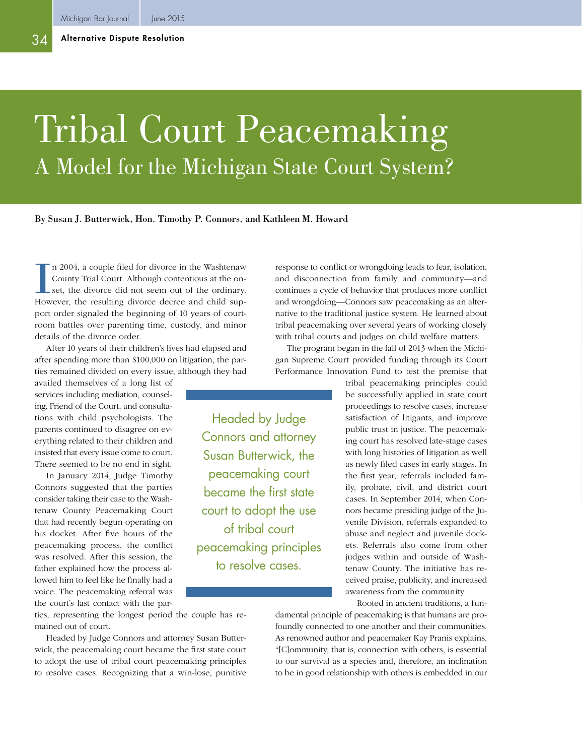# Tribal Court Peacemaking

## A Model for the Michigan State Court System?

**By Susan J. Butterwick, Hon. Timothy P. Connors, and Kathleen M. Howard**

In 2004, a couple filed for divorce in the Washtenaw County Trial Court. Although contentious at the onset, the divorce did not seem out of the ordinary. However, the resulting divorce decree and child support order signaled the beginning of 10 years of courtroom battles over parenting time, custody, and minor details of the divorce order.

After 10 years of their children's lives had elapsed and after spending more than $100,000 on litigation, the parties remained divided on every issue, although they had availed themselves of a long list of services including mediation, counseling, Friend of the Court, and consultations with child psychologists. The parents continued to disagree on everything related to their children and insisted that every issue come to court. There seemed to be no end in sight.

In January 2014, Judge Timothy Connors suggested that the parties consider taking their case to the Washtenaw County Peacemaking Court that had recently begun operating on his docket. After five hours of the peacemaking process, the conflict was resolved. After this session, the father explained how the process allowed him to feel like he finally had a voice. The peacemaking referral was the court's last contact with the parties, representing the longest period the couple has remained out of court.

Headed by Judge Connors and attorney Susan Butterwick, the peacemaking court became the first state court to adopt the use of tribal court peacemaking principles to resolve cases. Recognizing that a win-lose, punitive response to conflict or wrongdoing leads to fear, isolation, and disconnection from family and community—and continues a cycle of behavior that produces more conflict and wrongdoing—Connors saw peacemaking as an alternative to the traditional justice system. He learned about tribal peacemaking over several years of working closely with tribal courts and judges on child welfare matters.

> Headed by Judge Connors and attorney Susan Butterwick, the peacemaking court became the first state court to adopt the use of tribal court peacemaking principles to resolve cases.

The program began in the fall of 2013 when the Michigan Supreme Court provided funding through its Court Performance Innovation Fund to test the premise that tribal peacemaking principles could be successfully applied in state court proceedings to resolve cases, increase satisfaction of litigants, and improve public trust in justice. The peacemaking court has resolved late-stage cases with long histories of litigation as well as newly filed cases in early stages. In the first year, referrals included family, probate, civil, and district court cases. In September 2014, when Connors became presiding judge of the Juvenile Division, referrals expanded to abuse and neglect and juvenile dockets. Referrals also come from other judges within and outside of Washtenaw County. The initiative has received praise, publicity, and increased awareness from the community.

Rooted in ancient traditions, a fundamental principle of peacemaking is that humans are profoundly connected to one another and their communities. As renowned author and peacemaker Kay Pranis explains, "[C]ommunity, that is, connection with others, is essential to our survival as a species and, therefore, an inclination to be in good relationship with others is embedded in our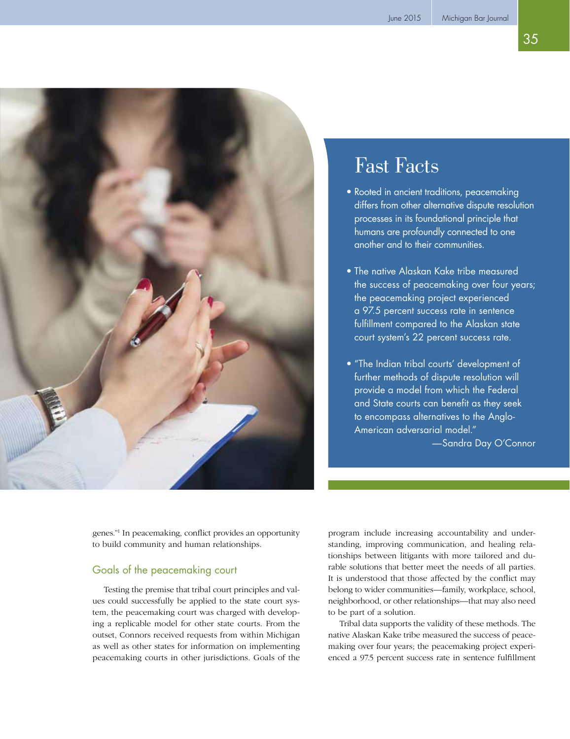## Fast Facts

- Rooted in ancient traditions, peacemaking differs from other alternative dispute resolution processes in its foundational principle that humans are profoundly connected to one another and to their communities.
- The native Alaskan Kake tribe measured the success of peacemaking over four years; the peacemaking project experienced a 97.5 percent success rate in sentence fulfillment compared to the Alaskan state court system's 22 percent success rate.
- "The Indian tribal courts' development of further methods of dispute resolution will provide a model from which the Federal and State courts can benefit as they seek to encompass alternatives to the Anglo-American adversarial model."
  —Sandra Day O'Connor

genes."[1] In peacemaking, conflict provides an opportunity to build community and human relationships.

### Goals of the peacemaking court

Testing the premise that tribal court principles and values could successfully be applied to the state court system, the peacemaking court was charged with developing a replicable model for other state courts. From the outset, Connors received requests from within Michigan as well as other states for information on implementing peacemaking courts in other jurisdictions. Goals of the program include increasing accountability and understanding, improving communication, and healing relationships between litigants with more tailored and durable solutions that better meet the needs of all parties. It is understood that those affected by the conflict may belong to wider communities—family, workplace, school, neighborhood, or other relationships—that may also need to be part of a solution.

Tribal data supports the validity of these methods. The native Alaskan Kake tribe measured the success of peacemaking over four years; the peacemaking project experienced a 97.5 percent success rate in sentence fulfillment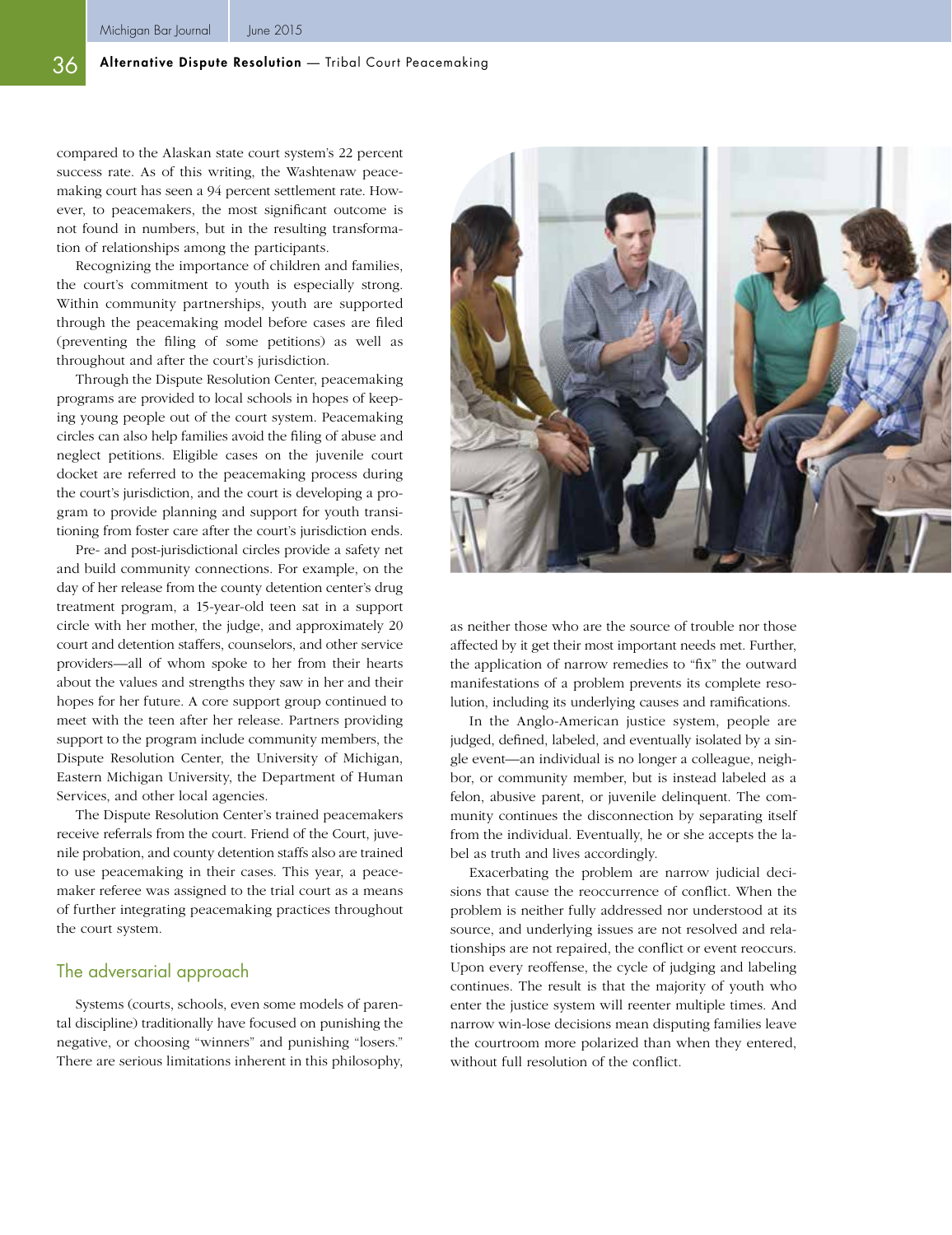compared to the Alaskan state court system's 22 percent success rate. As of this writing, the Washtenaw peacemaking court has seen a 94 percent settlement rate. However, to peacemakers, the most significant outcome is not found in numbers, but in the resulting transformation of relationships among the participants.

Recognizing the importance of children and families, the court's commitment to youth is especially strong. Within community partnerships, youth are supported through the peacemaking model before cases are filed (preventing the filing of some petitions) as well as throughout and after the court's jurisdiction.

Through the Dispute Resolution Center, peacemaking programs are provided to local schools in hopes of keeping young people out of the court system. Peacemaking circles can also help families avoid the filing of abuse and neglect petitions. Eligible cases on the juvenile court docket are referred to the peacemaking process during the court's jurisdiction, and the court is developing a program to provide planning and support for youth transitioning from foster care after the court's jurisdiction ends.

Pre- and post-jurisdictional circles provide a safety net and build community connections. For example, on the day of her release from the county detention center's drug treatment program, a 15-year-old teen sat in a support circle with her mother, the judge, and approximately 20 court and detention staffers, counselors, and other service providers—all of whom spoke to her from their hearts about the values and strengths they saw in her and their hopes for her future. A core support group continued to meet with the teen after her release. Partners providing support to the program include community members, the Dispute Resolution Center, the University of Michigan, Eastern Michigan University, the Department of Human Services, and other local agencies.

The Dispute Resolution Center's trained peacemakers receive referrals from the court. Friend of the Court, juvenile probation, and county detention staffs also are trained to use peacemaking in their cases. This year, a peacemaker referee was assigned to the trial court as a means of further integrating peacemaking practices throughout the court system.

## The adversarial approach

Systems (courts, schools, even some models of parental discipline) traditionally have focused on punishing the negative, or choosing "winners" and punishing "losers." There are serious limitations inherent in this philosophy, as neither those who are the source of trouble nor those affected by it get their most important needs met. Further, the application of narrow remedies to "fix" the outward manifestations of a problem prevents its complete resolution, including its underlying causes and ramifications.

In the Anglo-American justice system, people are judged, defined, labeled, and eventually isolated by a single event—an individual is no longer a colleague, neighbor, or community member, but is instead labeled as a felon, abusive parent, or juvenile delinquent. The community continues the disconnection by separating itself from the individual. Eventually, he or she accepts the label as truth and lives accordingly.

Exacerbating the problem are narrow judicial decisions that cause the reoccurrence of conflict. When the problem is neither fully addressed nor understood at its source, and underlying issues are not resolved and relationships are not repaired, the conflict or event reoccurs. Upon every reoffense, the cycle of judging and labeling continues. The result is that the majority of youth who enter the justice system will reenter multiple times. And narrow win-lose decisions mean disputing families leave the courtroom more polarized than when they entered, without full resolution of the conflict.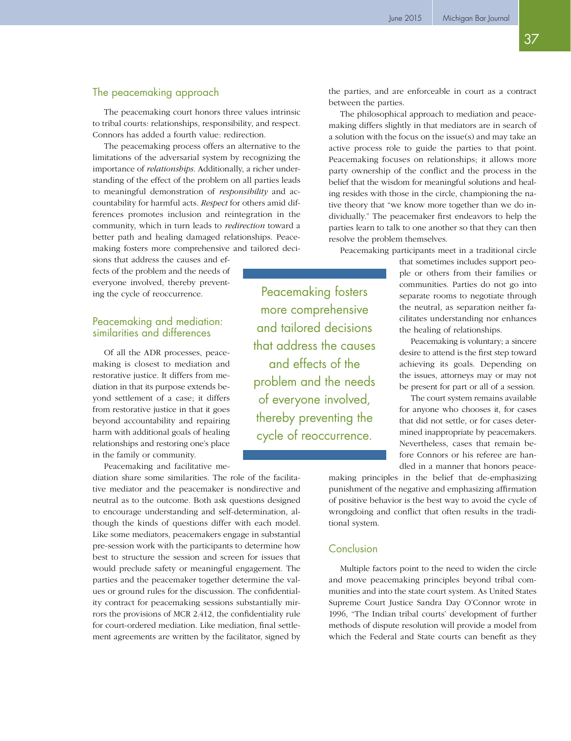## The peacemaking approach

The peacemaking court honors three values intrinsic to tribal courts: relationships, responsibility, and respect. Connors has added a fourth value: redirection.

The peacemaking process offers an alternative to the limitations of the adversarial system by recognizing the importance of *relationships*. Additionally, a richer understanding of the effect of the problem on all parties leads to meaningful demonstration of *responsibility* and accountability for harmful acts. *Respect* for others amid differences promotes inclusion and reintegration in the community, which in turn leads to *redirection* toward a better path and healing damaged relationships. Peacemaking fosters more comprehensive and tailored decisions that address the causes and effects of the problem and the needs of everyone involved, thereby preventing the cycle of reoccurrence.

> Peacemaking fosters more comprehensive and tailored decisions that address the causes and effects of the problem and the needs of everyone involved, thereby preventing the cycle of reoccurrence.

## Peacemaking and mediation: similarities and differences

Of all the ADR processes, peacemaking is closest to mediation and restorative justice. It differs from mediation in that its purpose extends beyond settlement of a case; it differs from restorative justice in that it goes beyond accountability and repairing harm with additional goals of healing relationships and restoring one's place in the family or community.

Peacemaking and facilitative mediation share some similarities. The role of the facilitative mediator and the peacemaker is nondirective and neutral as to the outcome. Both ask questions designed to encourage understanding and self-determination, although the kinds of questions differ with each model. Like some mediators, peacemakers engage in substantial pre-session work with the participants to determine how best to structure the session and screen for issues that would preclude safety or meaningful engagement. The parties and the peacemaker together determine the values or ground rules for the discussion. The confidentiality contract for peacemaking sessions substantially mirrors the provisions of MCR 2.412, the confidentiality rule for court-ordered mediation. Like mediation, final settlement agreements are written by the facilitator, signed by the parties, and are enforceable in court as a contract between the parties.

The philosophical approach to mediation and peacemaking differs slightly in that mediators are in search of a solution with the focus on the issue(s) and may take an active process role to guide the parties to that point. Peacemaking focuses on relationships; it allows more party ownership of the conflict and the process in the belief that the wisdom for meaningful solutions and healing resides with those in the circle, championing the native theory that "we know more together than we do individually." The peacemaker first endeavors to help the parties learn to talk to one another so that they can then resolve the problem themselves.

Peacemaking participants meet in a traditional circle that sometimes includes support people or others from their families or communities. Parties do not go into separate rooms to negotiate through the neutral, as separation neither facilitates understanding nor enhances the healing of relationships.

Peacemaking is voluntary; a sincere desire to attend is the first step toward achieving its goals. Depending on the issues, attorneys may or may not be present for part or all of a session.

The court system remains available for anyone who chooses it, for cases that did not settle, or for cases determined inappropriate by peacemakers. Nevertheless, cases that remain before Connors or his referee are handled in a manner that honors peacemaking principles in the belief that de-emphasizing punishment of the negative and emphasizing affirmation of positive behavior is the best way to avoid the cycle of wrongdoing and conflict that often results in the traditional system.

## Conclusion

Multiple factors point to the need to widen the circle and move peacemaking principles beyond tribal communities and into the state court system. As United States Supreme Court Justice Sandra Day O'Connor wrote in 1996, "The Indian tribal courts' development of further methods of dispute resolution will provide a model from which the Federal and State courts can benefit as they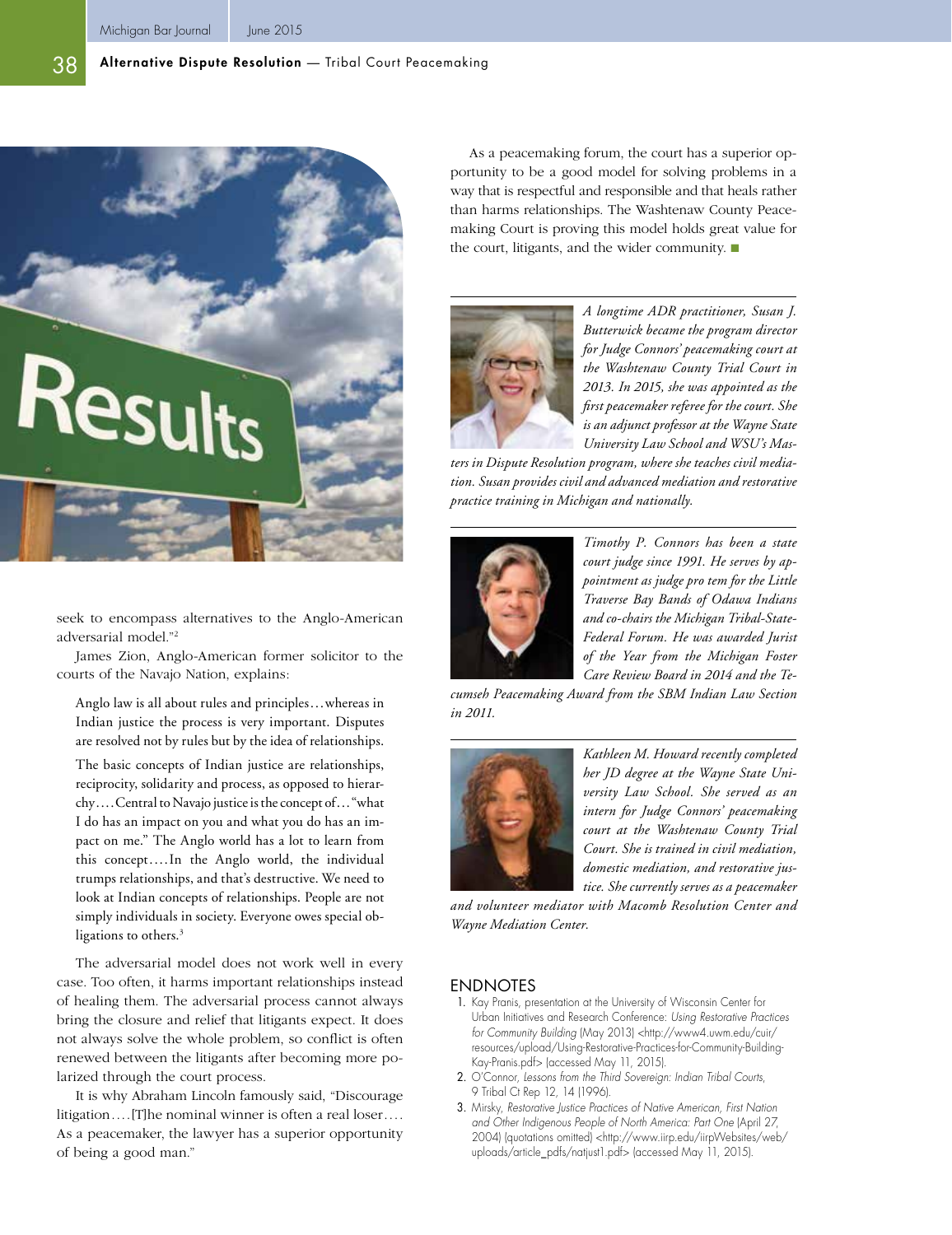seek to encompass alternatives to the Anglo-American adversarial model."[2]

James Zion, Anglo-American former solicitor to the courts of the Navajo Nation, explains:

> Anglo law is all about rules and principles…whereas in Indian justice the process is very important. Disputes are resolved not by rules but by the idea of relationships.
>
> The basic concepts of Indian justice are relationships, reciprocity, solidarity and process, as opposed to hierarchy….Central to Navajo justice is the concept of…"what I do has an impact on you and what you do has an impact on me." The Anglo world has a lot to learn from this concept….In the Anglo world, the individual trumps relationships, and that's destructive. We need to look at Indian concepts of relationships. People are not simply individuals in society. Everyone owes special obligations to others.[3]

The adversarial model does not work well in every case. Too often, it harms important relationships instead of healing them. The adversarial process cannot always bring the closure and relief that litigants expect. It does not always solve the whole problem, so conflict is often renewed between the litigants after becoming more polarized through the court process.

It is why Abraham Lincoln famously said, "Discourage litigation….[T]he nominal winner is often a real loser…. As a peacemaker, the lawyer has a superior opportunity of being a good man."

As a peacemaking forum, the court has a superior opportunity to be a good model for solving problems in a way that is respectful and responsible and that heals rather than harms relationships. The Washtenaw County Peacemaking Court is proving this model holds great value for the court, litigants, and the wider community. ■

---

*A longtime ADR practitioner, Susan J. Butterwick became the program director for Judge Connors' peacemaking court at the Washtenaw County Trial Court in 2013. In 2015, she was appointed as the first peacemaker referee for the court. She is an adjunct professor at the Wayne State University Law School and WSU's Masters in Dispute Resolution program, where she teaches civil mediation. Susan provides civil and advanced mediation and restorative practice training in Michigan and nationally.*

---

*Timothy P. Connors has been a state court judge since 1991. He serves by appointment as judge pro tem for the Little Traverse Bay Bands of Odawa Indians and co-chairs the Michigan Tribal-State-Federal Forum. He was awarded Jurist of the Year from the Michigan Foster Care Review Board in 2014 and the Tecumseh Peacemaking Award from the SBM Indian Law Section in 2011.*

---

*Kathleen M. Howard recently completed her JD degree at the Wayne State University Law School. She served as an intern for Judge Connors' peacemaking court at the Washtenaw County Trial Court. She is trained in civil mediation, domestic mediation, and restorative justice. She currently serves as a peacemaker and volunteer mediator with Macomb Resolution Center and Wayne Mediation Center.*

## ENDNOTES

1. Kay Pranis, presentation at the University of Wisconsin Center for Urban Initiatives and Research Conference: *Using Restorative Practices for Community Building* (May 2013) <http://www4.uwm.edu/cuir/resources/upload/Using-Restorative-Practices-for-Community-Building-Kay-Pranis.pdf> (accessed May 11, 2015).
2. O'Connor, *Lessons from the Third Sovereign: Indian Tribal Courts*, 9 Tribal Ct Rep 12, 14 (1996).
3. Mirsky, *Restorative Justice Practices of Native American, First Nation and Other Indigenous People of North America: Part One* (April 27, 2004) (quotations omitted) <http://www.iirp.edu/iirpWebsites/web/uploads/article_pdfs/natjust1.pdf> (accessed May 11, 2015).